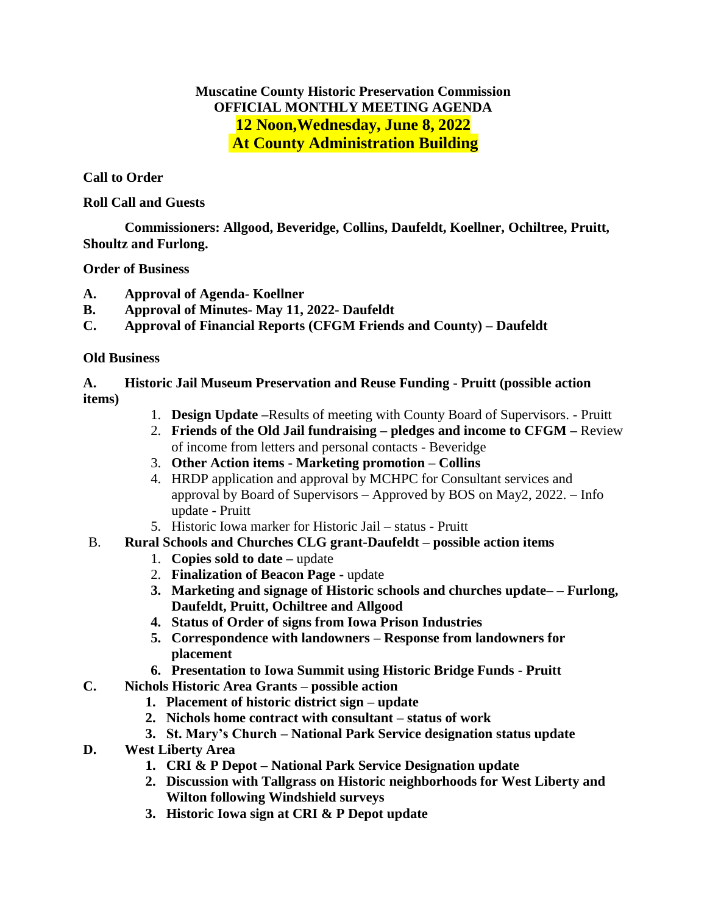**Muscatine County Historic Preservation Commission**
**OFFICIAL MONTHLY MEETING AGENDA**
**12 Noon,Wednesday, June 8, 2022**
**At County Administration Building**

**Call to Order**

**Roll Call and Guests**

**Commissioners: Allgood, Beveridge, Collins, Daufeldt, Koellner, Ochiltree, Pruitt, Shoultz and Furlong.**

**Order of Business**

**A. Approval of Agenda- Koellner**
**B. Approval of Minutes- May 11, 2022- Daufeldt**
**C. Approval of Financial Reports (CFGM Friends and County) – Daufeldt**

**Old Business**

**A. Historic Jail Museum Preservation and Reuse Funding - Pruitt (possible action items)**

1. **Design Update –**Results of meeting with County Board of Supervisors. - Pruitt
2. **Friends of the Old Jail fundraising – pledges and income to CFGM –** Review of income from letters and personal contacts - Beveridge
3. **Other Action items - Marketing promotion – Collins**
4. HRDP application and approval by MCHPC for Consultant services and approval by Board of Supervisors – Approved by BOS on May2, 2022. – Info update - Pruitt
5. Historic Iowa marker for Historic Jail – status - Pruitt

B. **Rural Schools and Churches CLG grant-Daufeldt – possible action items**

1. **Copies sold to date –** update
2. **Finalization of Beacon Page** - update
3. **Marketing and signage of Historic schools and churches update– – Furlong, Daufeldt, Pruitt, Ochiltree and Allgood**
4. **Status of Order of signs from Iowa Prison Industries**
5. **Correspondence with landowners – Response from landowners for placement**
6. **Presentation to Iowa Summit using Historic Bridge Funds - Pruitt**

**C. Nichols Historic Area Grants – possible action**

1. **Placement of historic district sign – update**
2. **Nichols home contract with consultant – status of work**
3. **St. Mary's Church – National Park Service designation status update**

**D. West Liberty Area**

1. **CRI & P Depot – National Park Service Designation update**
2. **Discussion with Tallgrass on Historic neighborhoods for West Liberty and Wilton following Windshield surveys**
3. **Historic Iowa sign at CRI & P Depot update**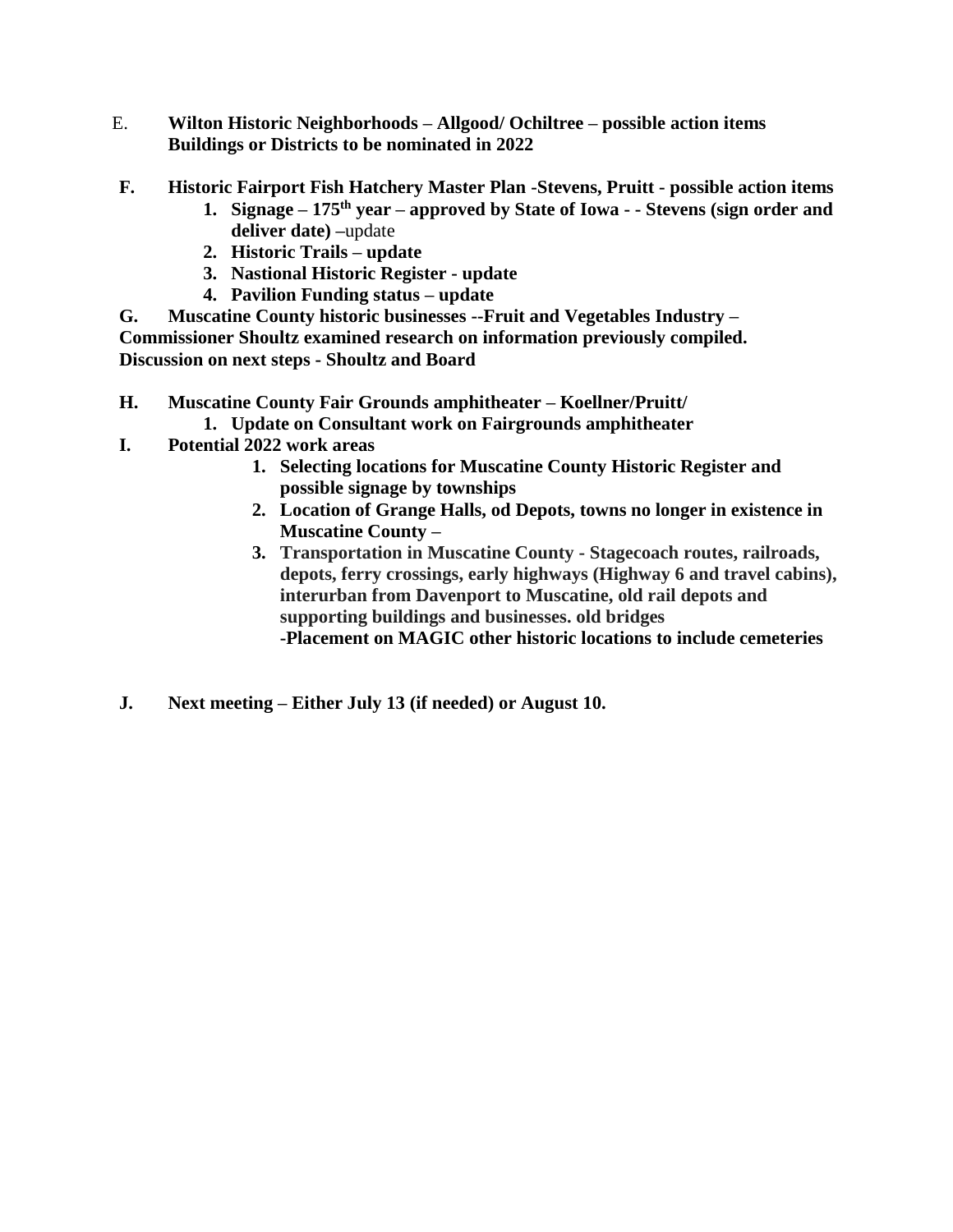E. **Wilton Historic Neighborhoods – Allgood/ Ochiltree – possible action items Buildings or Districts to be nominated in 2022**

**F. Historic Fairport Fish Hatchery Master Plan -Stevens, Pruitt - possible action items**

1. **Signage – 175th year – approved by State of Iowa - - Stevens (sign order and deliver date) –**update
2. **Historic Trails – update**
3. **Nastional Historic Register - update**
4. **Pavilion Funding status – update**

**G. Muscatine County historic businesses --Fruit and Vegetables Industry – Commissioner Shoultz examined research on information previously compiled. Discussion on next steps - Shoultz and Board**

**H. Muscatine County Fair Grounds amphitheater – Koellner/Pruitt/**

1. **Update on Consultant work on Fairgrounds amphitheater**

**I. Potential 2022 work areas**

1. **Selecting locations for Muscatine County Historic Register and possible signage by townships**
2. **Location of Grange Halls, od Depots, towns no longer in existence in Muscatine County –**
3. **Transportation in Muscatine County - Stagecoach routes, railroads, depots, ferry crossings, early highways (Highway 6 and travel cabins), interurban from Davenport to Muscatine, old rail depots and supporting buildings and businesses. old bridges**
   **-Placement on MAGIC other historic locations to include cemeteries**

**J. Next meeting – Either July 13 (if needed) or August 10.**